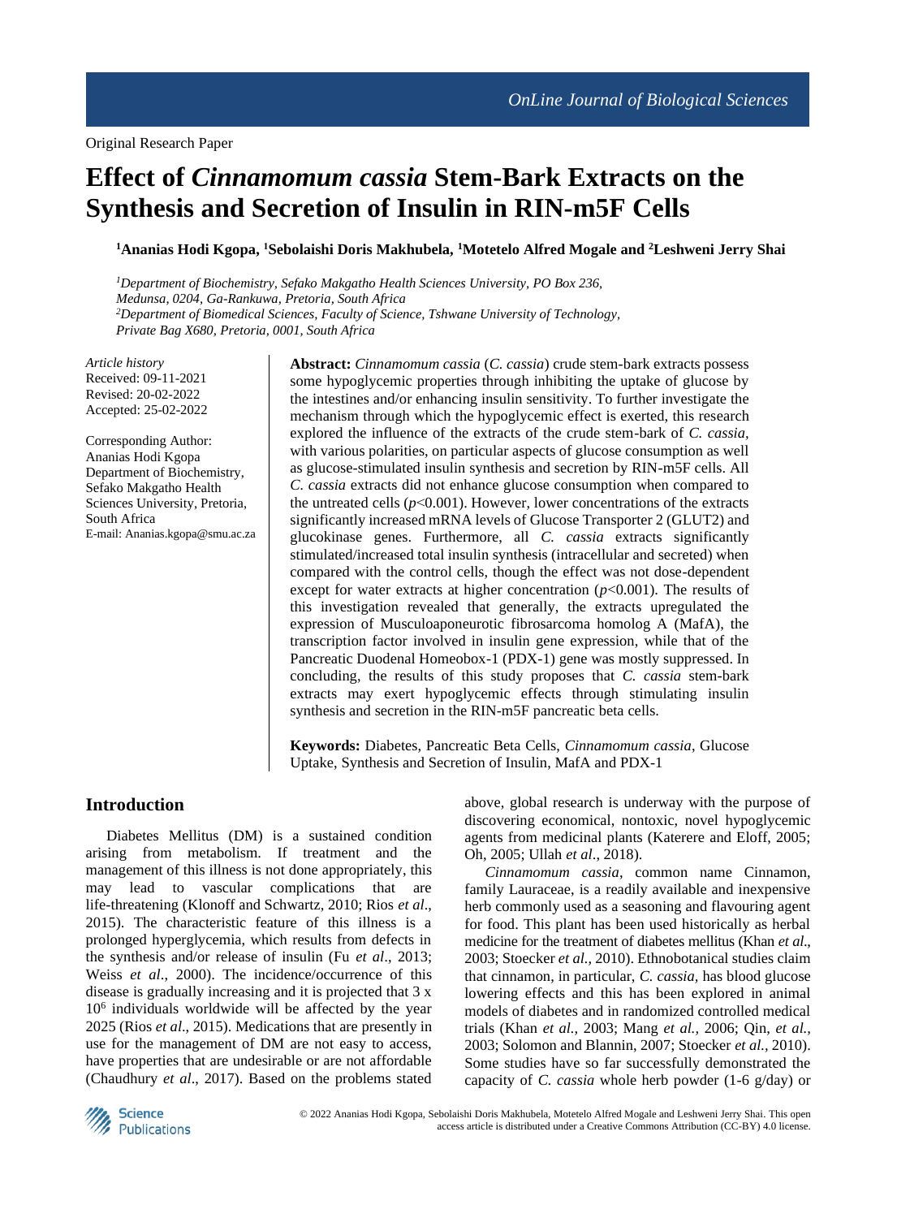Original Research Paper

# Effect of *Cinnamomum cassia* Stem-Bark Extracts on the Synthesis and Secretion of Insulin in RIN-m5F Cells

**[1]Ananias Hodi Kgopa, [1]Sebolaishi Doris Makhubela, [1]Motetelo Alfred Mogale and [2]Leshweni Jerry Shai**

*[1]Department of Biochemistry, Sefako Makgatho Health Sciences University, PO Box 236, Medunsa, 0204, Ga-Rankuwa, Pretoria, South Africa*
*[2]Department of Biomedical Sciences, Faculty of Science, Tshwane University of Technology, Private Bag X680, Pretoria, 0001, South Africa*

*Article history*
Received: 09-11-2021
Revised: 20-02-2022
Accepted: 25-02-2022

Corresponding Author:
Ananias Hodi Kgopa
Department of Biochemistry, Sefako Makgatho Health Sciences University, Pretoria, South Africa
E-mail: Ananias.kgopa@smu.ac.za

**Abstract:** *Cinnamomum cassia* (*C. cassia*) crude stem-bark extracts possess some hypoglycemic properties through inhibiting the uptake of glucose by the intestines and/or enhancing insulin sensitivity. To further investigate the mechanism through which the hypoglycemic effect is exerted, this research explored the influence of the extracts of the crude stem-bark of *C. cassia,* with various polarities, on particular aspects of glucose consumption as well as glucose-stimulated insulin synthesis and secretion by RIN-m5F cells. All *C. cassia* extracts did not enhance glucose consumption when compared to the untreated cells ($p$<0.001). However, lower concentrations of the extracts significantly increased mRNA levels of Glucose Transporter 2 (GLUT2) and glucokinase genes. Furthermore, all *C. cassia* extracts significantly stimulated/increased total insulin synthesis (intracellular and secreted) when compared with the control cells, though the effect was not dose-dependent except for water extracts at higher concentration ($p$<0.001). The results of this investigation revealed that generally, the extracts upregulated the expression of Musculoaponeurotic fibrosarcoma homolog A (MafA), the transcription factor involved in insulin gene expression, while that of the Pancreatic Duodenal Homeobox-1 (PDX-1) gene was mostly suppressed. In concluding, the results of this study proposes that *C. cassia* stem-bark extracts may exert hypoglycemic effects through stimulating insulin synthesis and secretion in the RIN-m5F pancreatic beta cells.

**Keywords:** Diabetes, Pancreatic Beta Cells, *Cinnamomum cassia*, Glucose Uptake, Synthesis and Secretion of Insulin, MafA and PDX-1

## Introduction

Diabetes Mellitus (DM) is a sustained condition arising from metabolism. If treatment and the management of this illness is not done appropriately, this may lead to vascular complications that are life-threatening (Klonoff and Schwartz, 2010; Rios *et al*., 2015). The characteristic feature of this illness is a prolonged hyperglycemia, which results from defects in the synthesis and/or release of insulin (Fu *et al*., 2013; Weiss *et al*., 2000). The incidence/occurrence of this disease is gradually increasing and it is projected that 3 x $10^6$ individuals worldwide will be affected by the year 2025 (Rios *et al*., 2015). Medications that are presently in use for the management of DM are not easy to access, have properties that are undesirable or are not affordable (Chaudhury *et al*., 2017). Based on the problems stated above, global research is underway with the purpose of discovering economical, nontoxic, novel hypoglycemic agents from medicinal plants (Katerere and Eloff, 2005; Oh, 2005; Ullah *et al*., 2018).

*Cinnamomum cassia*, common name Cinnamon, family Lauraceae, is a readily available and inexpensive herb commonly used as a seasoning and flavouring agent for food. This plant has been used historically as herbal medicine for the treatment of diabetes mellitus (Khan *et al*., 2003; Stoecker *et al.,* 2010). Ethnobotanical studies claim that cinnamon, in particular, *C. cassia,* has blood glucose lowering effects and this has been explored in animal models of diabetes and in randomized controlled medical trials (Khan *et al.,* 2003; Mang *et al.,* 2006; Qin, *et al.,* 2003; Solomon and Blannin, 2007; Stoecker *et al.,* 2010). Some studies have so far successfully demonstrated the capacity of *C. cassia* whole herb powder (1-6 g/day) or

© 2022 Ananias Hodi Kgopa, Sebolaishi Doris Makhubela, Motetelo Alfred Mogale and Leshweni Jerry Shai. This open access article is distributed under a Creative Commons Attribution (CC-BY) 4.0 license.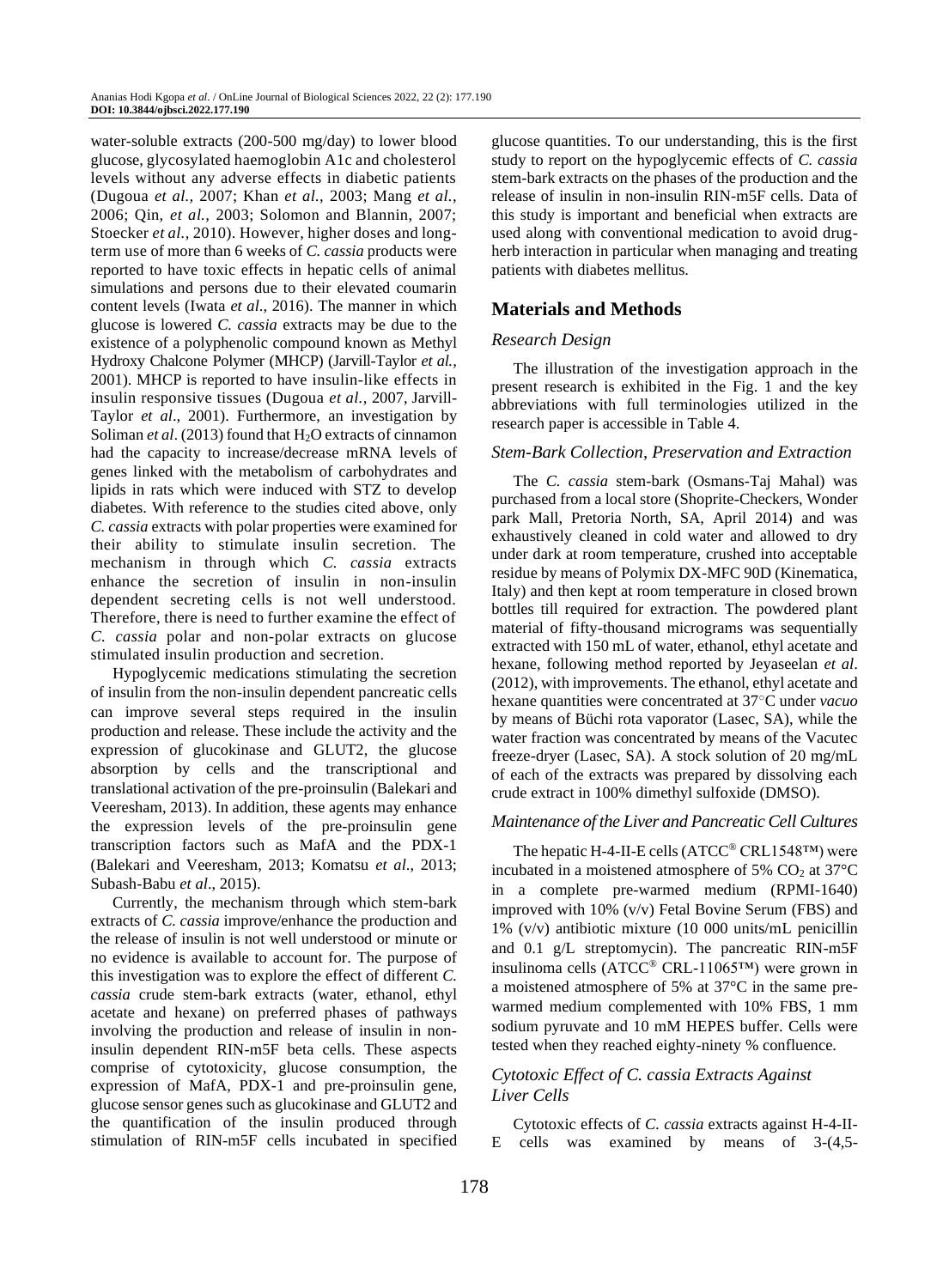water-soluble extracts (200-500 mg/day) to lower blood glucose, glycosylated haemoglobin A1c and cholesterol levels without any adverse effects in diabetic patients (Dugoua *et al.,* 2007; Khan *et al.,* 2003; Mang *et al.,* 2006; Qin, *et al.,* 2003; Solomon and Blannin, 2007; Stoecker *et al.,* 2010). However, higher doses and long-term use of more than 6 weeks of *C. cassia* products were reported to have toxic effects in hepatic cells of animal simulations and persons due to their elevated coumarin content levels (Iwata *et al*., 2016). The manner in which glucose is lowered *C. cassia* extracts may be due to the existence of a polyphenolic compound known as Methyl Hydroxy Chalcone Polymer (MHCP) (Jarvill-Taylor *et al.,* 2001). MHCP is reported to have insulin-like effects in insulin responsive tissues (Dugoua *et al.,* 2007, Jarvill-Taylor *et al*., 2001). Furthermore, an investigation by Soliman *et al*. (2013) found that $H_2O$ extracts of cinnamon had the capacity to increase/decrease mRNA levels of genes linked with the metabolism of carbohydrates and lipids in rats which were induced with STZ to develop diabetes. With reference to the studies cited above, only *C. cassia* extracts with polar properties were examined for their ability to stimulate insulin secretion. The mechanism in through which *C. cassia* extracts enhance the secretion of insulin in non-insulin dependent secreting cells is not well understood. Therefore, there is need to further examine the effect of *C. cassia* polar and non-polar extracts on glucose stimulated insulin production and secretion.

Hypoglycemic medications stimulating the secretion of insulin from the non-insulin dependent pancreatic cells can improve several steps required in the insulin production and release. These include the activity and the expression of glucokinase and GLUT2, the glucose absorption by cells and the transcriptional and translational activation of the pre-proinsulin (Balekari and Veeresham, 2013). In addition, these agents may enhance the expression levels of the pre-proinsulin gene transcription factors such as MafA and the PDX-1 (Balekari and Veeresham, 2013; Komatsu *et al*., 2013; Subash-Babu *et al*., 2015).

Currently, the mechanism through which stem-bark extracts of *C. cassia* improve/enhance the production and the release of insulin is not well understood or minute or no evidence is available to account for. The purpose of this investigation was to explore the effect of different *C. cassia* crude stem-bark extracts (water, ethanol, ethyl acetate and hexane) on preferred phases of pathways involving the production and release of insulin in non-insulin dependent RIN-m5F beta cells. These aspects comprise of cytotoxicity, glucose consumption, the expression of MafA, PDX-1 and pre-proinsulin gene, glucose sensor genes such as glucokinase and GLUT2 and the quantification of the insulin produced through stimulation of RIN-m5F cells incubated in specified glucose quantities. To our understanding, this is the first study to report on the hypoglycemic effects of *C. cassia* stem-bark extracts on the phases of the production and the release of insulin in non-insulin RIN-m5F cells. Data of this study is important and beneficial when extracts are used along with conventional medication to avoid drug-herb interaction in particular when managing and treating patients with diabetes mellitus.

## Materials and Methods

### *Research Design*

The illustration of the investigation approach in the present research is exhibited in the Fig. 1 and the key abbreviations with full terminologies utilized in the research paper is accessible in Table 4.

### *Stem-Bark Collection, Preservation and Extraction*

The *C. cassia* stem-bark (Osmans-Taj Mahal) was purchased from a local store (Shoprite-Checkers, Wonder park Mall, Pretoria North, SA, April 2014) and was exhaustively cleaned in cold water and allowed to dry under dark at room temperature, crushed into acceptable residue by means of Polymix DX-MFC 90D (Kinematica, Italy) and then kept at room temperature in closed brown bottles till required for extraction. The powdered plant material of fifty-thousand micrograms was sequentially extracted with 150 mL of water, ethanol, ethyl acetate and hexane, following method reported by Jeyaseelan *et al*. (2012), with improvements. The ethanol, ethyl acetate and hexane quantities were concentrated at 37°C under *vacuo* by means of Büchi rota vaporator (Lasec, SA), while the water fraction was concentrated by means of the Vacutec freeze-dryer (Lasec, SA). A stock solution of 20 mg/mL of each of the extracts was prepared by dissolving each crude extract in 100% dimethyl sulfoxide (DMSO).

### *Maintenance of the Liver and Pancreatic Cell Cultures*

The hepatic H-4-II-E cells (ATCC® CRL1548™) were incubated in a moistened atmosphere of 5% $CO_2$ at 37°C in a complete pre-warmed medium (RPMI-1640) improved with 10% (v/v) Fetal Bovine Serum (FBS) and 1% (v/v) antibiotic mixture (10 000 units/mL penicillin and 0.1 g/L streptomycin). The pancreatic RIN-m5F insulinoma cells (ATCC® CRL-11065™) were grown in a moistened atmosphere of 5% at 37°C in the same pre-warmed medium complemented with 10% FBS, 1 mm sodium pyruvate and 10 mM HEPES buffer. Cells were tested when they reached eighty-ninety % confluence.

### *Cytotoxic Effect of C. cassia Extracts Against Liver Cells*

Cytotoxic effects of *C. cassia* extracts against H-4-II-E cells was examined by means of 3-(4,5-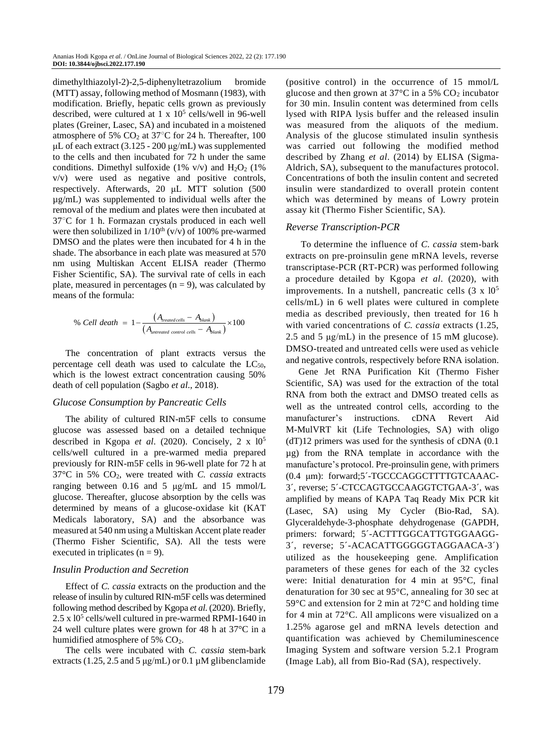dimethylthiazolyl-2)-2,5-diphenyltetrazolium bromide (MTT) assay, following method of Mosmann (1983), with modification. Briefly, hepatic cells grown as previously described, were cultured at 1 x $10^5$ cells/well in 96-well plates (Greiner, Lasec, SA) and incubated in a moistened atmosphere of 5% $CO_2$ at 37°C for 24 h. Thereafter, 100 μL of each extract (3.125 - 200 μg/mL) was supplemented to the cells and then incubated for 72 h under the same conditions. Dimethyl sulfoxide (1% v/v) and $H_2O_2$ (1% v/v) were used as negative and positive controls, respectively. Afterwards, 20 μL MTT solution (500 µg/mL) was supplemented to individual wells after the removal of the medium and plates were then incubated at 37°C for 1 h. Formazan crystals produced in each well were then solubilized in $1/10^{th}$ (v/v) of 100% pre-warmed DMSO and the plates were then incubated for 4 h in the shade. The absorbance in each plate was measured at 570 nm using Multiskan Accent ELISA reader (Thermo Fisher Scientific, SA). The survival rate of cells in each plate, measured in percentages (n = 9), was calculated by means of the formula:

$$\%\ Cell\ death\ =\ 1-\frac{\left(A_{treated\,cells}-A_{blank}\right)}{\left(A_{untreated\ control\ cells}-A_{blank}\right)}\times 100$$

The concentration of plant extracts versus the percentage cell death was used to calculate the $LC_{50}$, which is the lowest extract concentration causing 50% death of cell population (Sagbo *et al*., 2018).

### *Glucose Consumption by Pancreatic Cells*

The ability of cultured RIN-m5F cells to consume glucose was assessed based on a detailed technique described in Kgopa *et al*. (2020). Concisely, 2 x $l0^5$ cells/well cultured in a pre-warmed media prepared previously for RIN-m5F cells in 96-well plate for 72 h at 37°C in 5% $CO_2$, were treated with *C. cassia* extracts ranging between 0.16 and 5 μg/mL and 15 mmol/L glucose. Thereafter, glucose absorption by the cells was determined by means of a glucose-oxidase kit (KAT Medicals laboratory, SA) and the absorbance was measured at 540 nm using a Multiskan Accent plate reader (Thermo Fisher Scientific, SA). All the tests were executed in triplicates (n = 9).

### *Insulin Production and Secretion*

Effect of *C. cassia* extracts on the production and the release of insulin by cultured RIN-m5F cells was determined following method described by Kgopa *et al.* (2020). Briefly, 2.5 x $l0^5$ cells/well cultured in pre-warmed RPMI-1640 in 24 well culture plates were grown for 48 h at 37°C in a humidified atmosphere of 5% $CO_2$.

The cells were incubated with *C. cassia* stem-bark extracts (1.25, 2.5 and 5 μg/mL) or 0.1 µM glibenclamide (positive control) in the occurrence of 15 mmol/L glucose and then grown at 37°C in a 5% $CO_2$ incubator for 30 min. Insulin content was determined from cells lysed with RIPA lysis buffer and the released insulin was measured from the aliquots of the medium. Analysis of the glucose stimulated insulin synthesis was carried out following the modified method described by Zhang *et al*. (2014) by ELISA (Sigma-Aldrich, SA), subsequent to the manufactures protocol. Concentrations of both the insulin content and secreted insulin were standardized to overall protein content which was determined by means of Lowry protein assay kit (Thermo Fisher Scientific, SA).

### *Reverse Transcription-PCR*

To determine the influence of *C. cassia* stem-bark extracts on pre-proinsulin gene mRNA levels, reverse transcriptase-PCR (RT-PCR) was performed following a procedure detailed by Kgopa *et al*. (2020), with improvements. In a nutshell, pancreatic cells (3 x $l0^5$ cells/mL) in 6 well plates were cultured in complete media as described previously, then treated for 16 h with varied concentrations of *C. cassia* extracts (1.25, 2.5 and 5 μg/mL) in the presence of 15 mM glucose). DMSO-treated and untreated cells were used as vehicle and negative controls, respectively before RNA isolation.

Gene Jet RNA Purification Kit (Thermo Fisher Scientific, SA) was used for the extraction of the total RNA from both the extract and DMSO treated cells as well as the untreated control cells, according to the manufacturer's instructions. cDNA Revert Aid M-MulVRT kit (Life Technologies, SA) with oligo (dT)12 primers was used for the synthesis of cDNA (0.1 µg) from the RNA template in accordance with the manufacture's protocol. Pre-proinsulin gene, with primers (0.4 μm): forward;5´-TGCCCAGGCTTTTGTCAAAC-3´, reverse; 5´-CTCCAGTGCCAAGGTCTGAA-3´, was amplified by means of KAPA Taq Ready Mix PCR kit (Lasec, SA) using My Cycler (Bio-Rad, SA). Glyceraldehyde-3-phosphate dehydrogenase (GAPDH, primers: forward; 5´-ACTTTGGCATTGTGGAAGG-3´, reverse; 5´-ACACATTGGGGGTAGGAACA-3´) utilized as the housekeeping gene. Amplification parameters of these genes for each of the 32 cycles were: Initial denaturation for 4 min at 95°C, final denaturation for 30 sec at 95°C, annealing for 30 sec at 59°C and extension for 2 min at 72°C and holding time for 4 min at 72°C. All amplicons were visualized on a 1.25% agarose gel and mRNA levels detection and quantification was achieved by Chemiluminescence Imaging System and software version 5.2.1 Program (Image Lab), all from Bio-Rad (SA), respectively.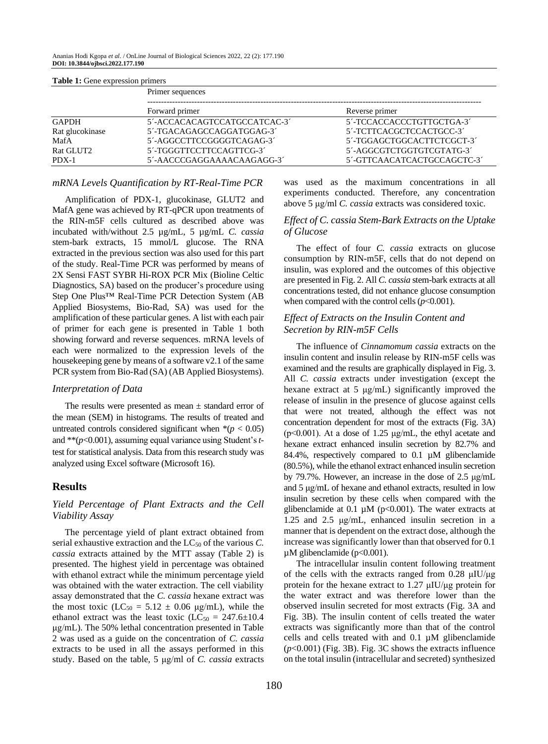**Table 1:** Gene expression primers

| | Primer sequences | |
|---|---|---|
| | Forward primer | Reverse primer |
| GAPDH | 5´-ACCACACAGTCCATGCCATCAC-3´ | 5´-TCCACCACCCTGTTGCTGA-3´ |
| Rat glucokinase | 5´-TGACAGAGCCAGGATGGAG-3´ | 5´-TCTTCACGCTCCACTGCC-3´ |
| MafA | 5´-AGGCCTTCCGGGGTCAGAG-3´ | 5´-TGGAGCTGGCACTTCTCGCT-3´ |
| Rat GLUT2 | 5´-TGGGTTCCTTCCAGTTCG-3´ | 5´-AGGCGTCTGGTGTCGTATG-3´ |
| PDX-1 | 5´-AACCCGAGGAAAACAAGAGG-3´ | 5´-GTTCAACATCACTGCCAGCTC-3´ |

### *mRNA Levels Quantification by RT-Real-Time PCR*

Amplification of PDX-1, glucokinase, GLUT2 and MafA gene was achieved by RT-qPCR upon treatments of the RIN-m5F cells cultured as described above was incubated with/without 2.5 µg/mL, 5 µg/mL *C. cassia* stem-bark extracts, 15 mmol/L glucose. The RNA extracted in the previous section was also used for this part of the study. Real-Time PCR was performed by means of 2X Sensi FAST SYBR Hi-ROX PCR Mix (Bioline Celtic Diagnostics, SA) based on the producer's procedure using Step One Plus™ Real-Time PCR Detection System (AB Applied Biosystems, Bio-Rad, SA) was used for the amplification of these particular genes. A list with each pair of primer for each gene is presented in Table 1 both showing forward and reverse sequences. mRNA levels of each were normalized to the expression levels of the housekeeping gene by means of a software v2.1 of the same PCR system from Bio-Rad (SA) (AB Applied Biosystems).

### *Interpretation of Data*

The results were presented as mean ± standard error of the mean (SEM) in histograms. The results of treated and untreated controls considered significant when *($p < 0.05$) and **($p$<0.001), assuming equal variance using Student's *t*-test for statistical analysis. Data from this research study was analyzed using Excel software (Microsoft 16).

## Results

### *Yield Percentage of Plant Extracts and the Cell Viability Assay*

The percentage yield of plant extract obtained from serial exhaustive extraction and the $LC_{50}$ of the various *C. cassia* extracts attained by the MTT assay (Table 2) is presented. The highest yield in percentage was obtained with ethanol extract while the minimum percentage yield was obtained with the water extraction. The cell viability assay demonstrated that the *C. cassia* hexane extract was the most toxic ($LC_{50}$ = 5.12 ± 0.06 µg/mL), while the ethanol extract was the least toxic ($LC_{50}$ = 247.6±10.4 µg/mL). The 50% lethal concentration presented in Table 2 was used as a guide on the concentration of *C. cassia* extracts to be used in all the assays performed in this study. Based on the table, 5 µg/ml of *C. cassia* extracts was used as the maximum concentrations in all experiments conducted. Therefore, any concentration above 5 µg/ml *C. cassia* extracts was considered toxic.

### *Effect of C. cassia Stem-Bark Extracts on the Uptake of Glucose*

The effect of four *C. cassia* extracts on glucose consumption by RIN-m5F, cells that do not depend on insulin, was explored and the outcomes of this objective are presented in Fig. 2. All *C. cassia* stem-bark extracts at all concentrations tested, did not enhance glucose consumption when compared with the control cells ($p$<0.001).

### *Effect of Extracts on the Insulin Content and Secretion by RIN-m5F Cells*

The influence of *Cinnamomum cassia* extracts on the insulin content and insulin release by RIN-m5F cells was examined and the results are graphically displayed in Fig. 3. All *C. cassia* extracts under investigation (except the hexane extract at 5 µg/mL) significantly improved the release of insulin in the presence of glucose against cells that were not treated, although the effect was not concentration dependent for most of the extracts (Fig. 3A) (p<0.001). At a dose of 1.25 µg/mL, the ethyl acetate and hexane extract enhanced insulin secretion by 82.7% and 84.4%, respectively compared to 0.1 µM glibenclamide (80.5%), while the ethanol extract enhanced insulin secretion by 79.7%. However, an increase in the dose of 2.5 µg/mL and 5 µg/mL of hexane and ethanol extracts, resulted in low insulin secretion by these cells when compared with the glibenclamide at 0.1 µM (p<0.001). The water extracts at 1.25 and 2.5 µg/mL, enhanced insulin secretion in a manner that is dependent on the extract dose, although the increase was significantly lower than that observed for 0.1 µM glibenclamide (p<0.001).

The intracellular insulin content following treatment of the cells with the extracts ranged from 0.28 µIU/µg protein for the hexane extract to 1.27 µIU/µg protein for the water extract and was therefore lower than the observed insulin secreted for most extracts (Fig. 3A and Fig. 3B). The insulin content of cells treated the water extracts was significantly more than that of the control cells and cells treated with and 0.1 µM glibenclamide ($p$<0.001) (Fig. 3B). Fig. 3C shows the extracts influence on the total insulin (intracellular and secreted) synthesized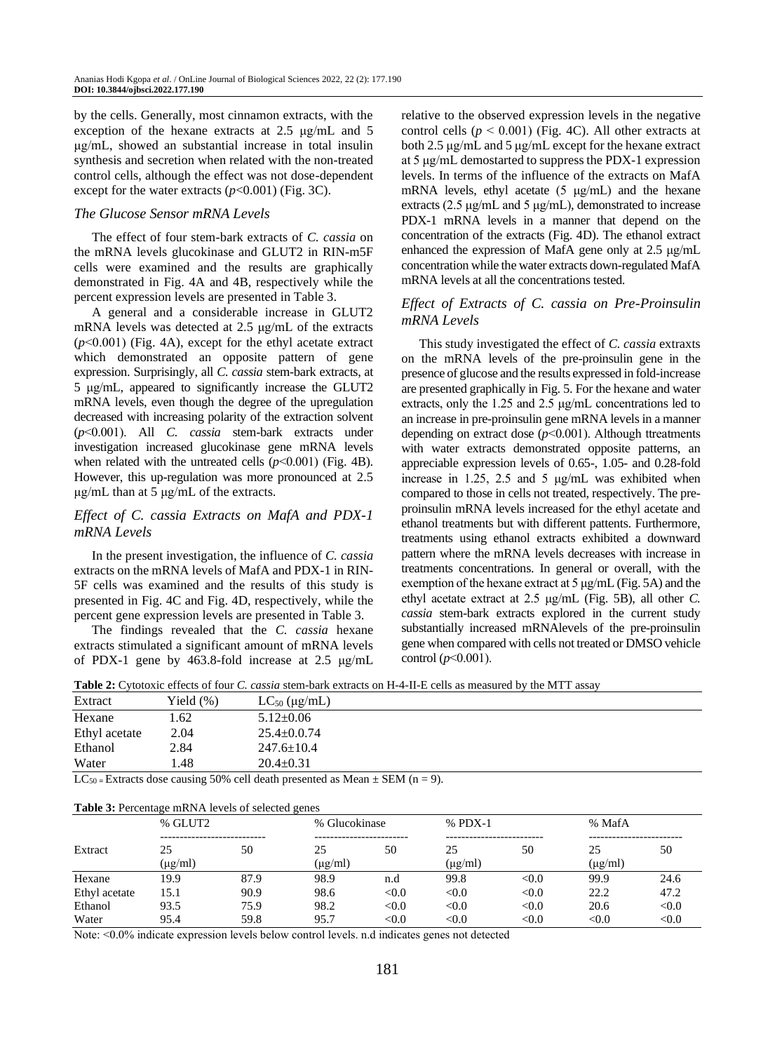by the cells. Generally, most cinnamon extracts, with the exception of the hexane extracts at 2.5 μg/mL and 5 μg/mL, showed an substantial increase in total insulin synthesis and secretion when related with the non-treated control cells, although the effect was not dose-dependent except for the water extracts ($p$<0.001) (Fig. 3C).

### The Glucose Sensor mRNA Levels

The effect of four stem-bark extracts of *C. cassia* on the mRNA levels glucokinase and GLUT2 in RIN-m5F cells were examined and the results are graphically demonstrated in Fig. 4A and 4B, respectively while the percent expression levels are presented in Table 3.

A general and a considerable increase in GLUT2 mRNA levels was detected at 2.5 μg/mL of the extracts ($p$<0.001) (Fig. 4A), except for the ethyl acetate extract which demonstrated an opposite pattern of gene expression. Surprisingly, all *C. cassia* stem-bark extracts, at 5 μg/mL, appeared to significantly increase the GLUT2 mRNA levels, even though the degree of the upregulation decreased with increasing polarity of the extraction solvent ($p$<0.001). All *C. cassia* stem-bark extracts under investigation increased glucokinase gene mRNA levels when related with the untreated cells ($p$<0.001) (Fig. 4B). However, this up-regulation was more pronounced at 2.5 μg/mL than at 5 μg/mL of the extracts.

### Effect of C. cassia Extracts on MafA and PDX-1 mRNA Levels

In the present investigation, the influence of *C. cassia* extracts on the mRNA levels of MafA and PDX-1 in RIN-5F cells was examined and the results of this study is presented in Fig. 4C and Fig. 4D, respectively, while the percent gene expression levels are presented in Table 3.

The findings revealed that the *C. cassia* hexane extracts stimulated a significant amount of mRNA levels of PDX-1 gene by 463.8-fold increase at 2.5 μg/mL relative to the observed expression levels in the negative control cells ($p$ < 0.001) (Fig. 4C). All other extracts at both 2.5 μg/mL and 5 μg/mL except for the hexane extract at 5 μg/mL demostarted to suppress the PDX-1 expression levels. In terms of the influence of the extracts on MafA mRNA levels, ethyl acetate (5 μg/mL) and the hexane extracts (2.5 μg/mL and 5 μg/mL), demonstrated to increase PDX-1 mRNA levels in a manner that depend on the concentration of the extracts (Fig. 4D). The ethanol extract enhanced the expression of MafA gene only at 2.5 μg/mL concentration while the water extracts down-regulated MafA mRNA levels at all the concentrations tested.

### Effect of Extracts of C. cassia on Pre-Proinsulin mRNA Levels

This study investigated the effect of *C. cassia* extraxts on the mRNA levels of the pre-proinsulin gene in the presence of glucose and the results expressed in fold-increase are presented graphically in Fig. 5. For the hexane and water extracts, only the 1.25 and 2.5 μg/mL concentrations led to an increase in pre-proinsulin gene mRNA levels in a manner depending on extract dose ($p$<0.001). Although ttreatments with water extracts demonstrated opposite patterns, an appreciable expression levels of 0.65-, 1.05- and 0.28-fold increase in 1.25, 2.5 and 5 μg/mL was exhibited when compared to those in cells not treated, respectively. The pre-proinsulin mRNA levels increased for the ethyl acetate and ethanol treatments but with different pattents. Furthermore, treatments using ethanol extracts exhibited a downward pattern where the mRNA levels decreases with increase in treatments concentrations. In general or overall, with the exemption of the hexane extract at 5 μg/mL (Fig. 5A) and the ethyl acetate extract at 2.5 μg/mL (Fig. 5B), all other *C. cassia* stem-bark extracts explored in the current study substantially increased mRNAlevels of the pre-proinsulin gene when compared with cells not treated or DMSO vehicle control ($p$<0.001).

**Table 2:** Cytotoxic effects of four *C. cassia* stem-bark extracts on H-4-II-E cells as measured by the MTT assay

| Extract | Yield (%) | $LC_{50}$ (μg/mL) |
|---|---|---|
| Hexane | 1.62 | 5.12±0.06 |
| Ethyl acetate | 2.04 | 25.4±0.0.74 |
| Ethanol | 2.84 | 247.6±10.4 |
| Water | 1.48 | 20.4±0.31 |

$LC_{50}$ = Extracts dose causing 50% cell death presented as Mean ± SEM (n = 9).

**Table 3:** Percentage mRNA levels of selected genes

| Extract | % GLUT2 | | % Glucokinase | | % PDX-1 | | % MafA | |
|---|---|---|---|---|---|---|---|---|
| | 25 (μg/ml) | 50 | 25 (μg/ml) | 50 | 25 (μg/ml) | 50 | 25 (μg/ml) | 50 |
| Hexane | 19.9 | 87.9 | 98.9 | n.d | 99.8 | <0.0 | 99.9 | 24.6 |
| Ethyl acetate | 15.1 | 90.9 | 98.6 | <0.0 | <0.0 | <0.0 | 22.2 | 47.2 |
| Ethanol | 93.5 | 75.9 | 98.2 | <0.0 | <0.0 | <0.0 | 20.6 | <0.0 |
| Water | 95.4 | 59.8 | 95.7 | <0.0 | <0.0 | <0.0 | <0.0 | <0.0 |

Note: <0.0% indicate expression levels below control levels. n.d indicates genes not detected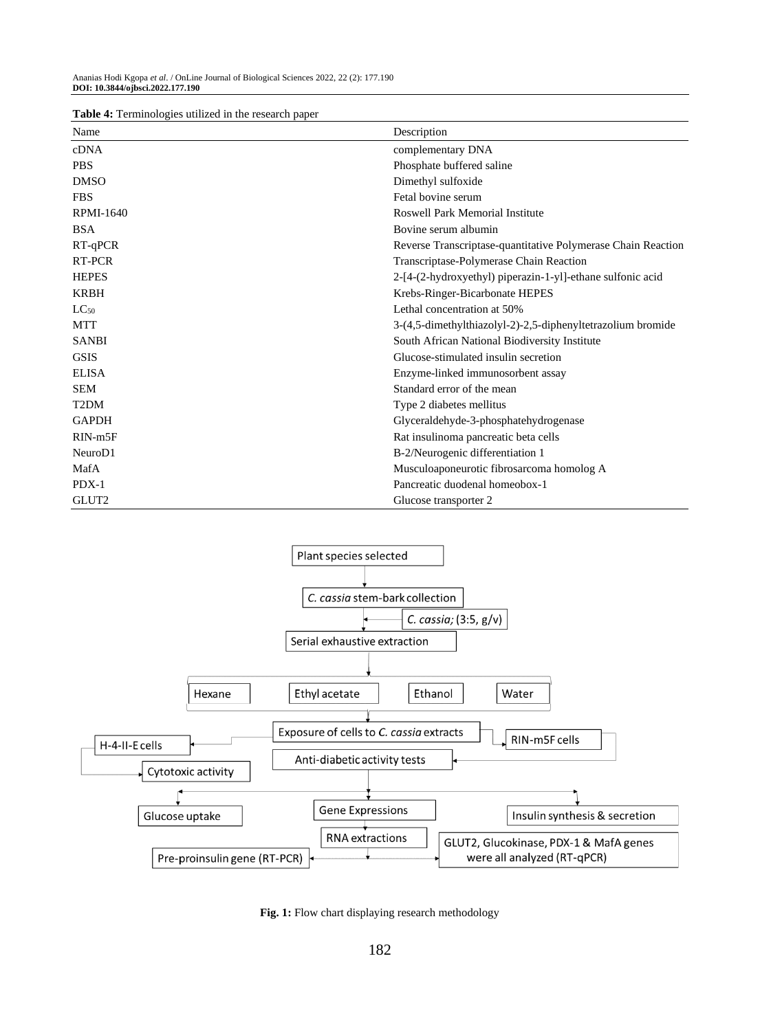**Table 4:** Terminologies utilized in the research paper

| Name | Description |
|---|---|
| cDNA | complementary DNA |
| PBS | Phosphate buffered saline |
| DMSO | Dimethyl sulfoxide |
| FBS | Fetal bovine serum |
| RPMI-1640 | Roswell Park Memorial Institute |
| BSA | Bovine serum albumin |
| RT-qPCR | Reverse Transcriptase-quantitative Polymerase Chain Reaction |
| RT-PCR | Transcriptase-Polymerase Chain Reaction |
| HEPES | 2-[4-(2-hydroxyethyl) piperazin-1-yl]-ethane sulfonic acid |
| KRBH | Krebs-Ringer-Bicarbonate HEPES |
| $LC_{50}$ | Lethal concentration at 50% |
| MTT | 3-(4,5-dimethylthiazolyl-2)-2,5-diphenyltetrazolium bromide |
| SANBI | South African National Biodiversity Institute |
| GSIS | Glucose-stimulated insulin secretion |
| ELISA | Enzyme-linked immunosorbent assay |
| SEM | Standard error of the mean |
| T2DM | Type 2 diabetes mellitus |
| GAPDH | Glyceraldehyde-3-phosphatehydrogenase |
| RIN-m5F | Rat insulinoma pancreatic beta cells |
| NeuroD1 | B-2/Neurogenic differentiation 1 |
| MafA | Musculoaponeurotic fibrosarcoma homolog A |
| PDX-1 | Pancreatic duodenal homeobox-1 |
| GLUT2 | Glucose transporter 2 |

**Fig. 1:** Flow chart displaying research methodology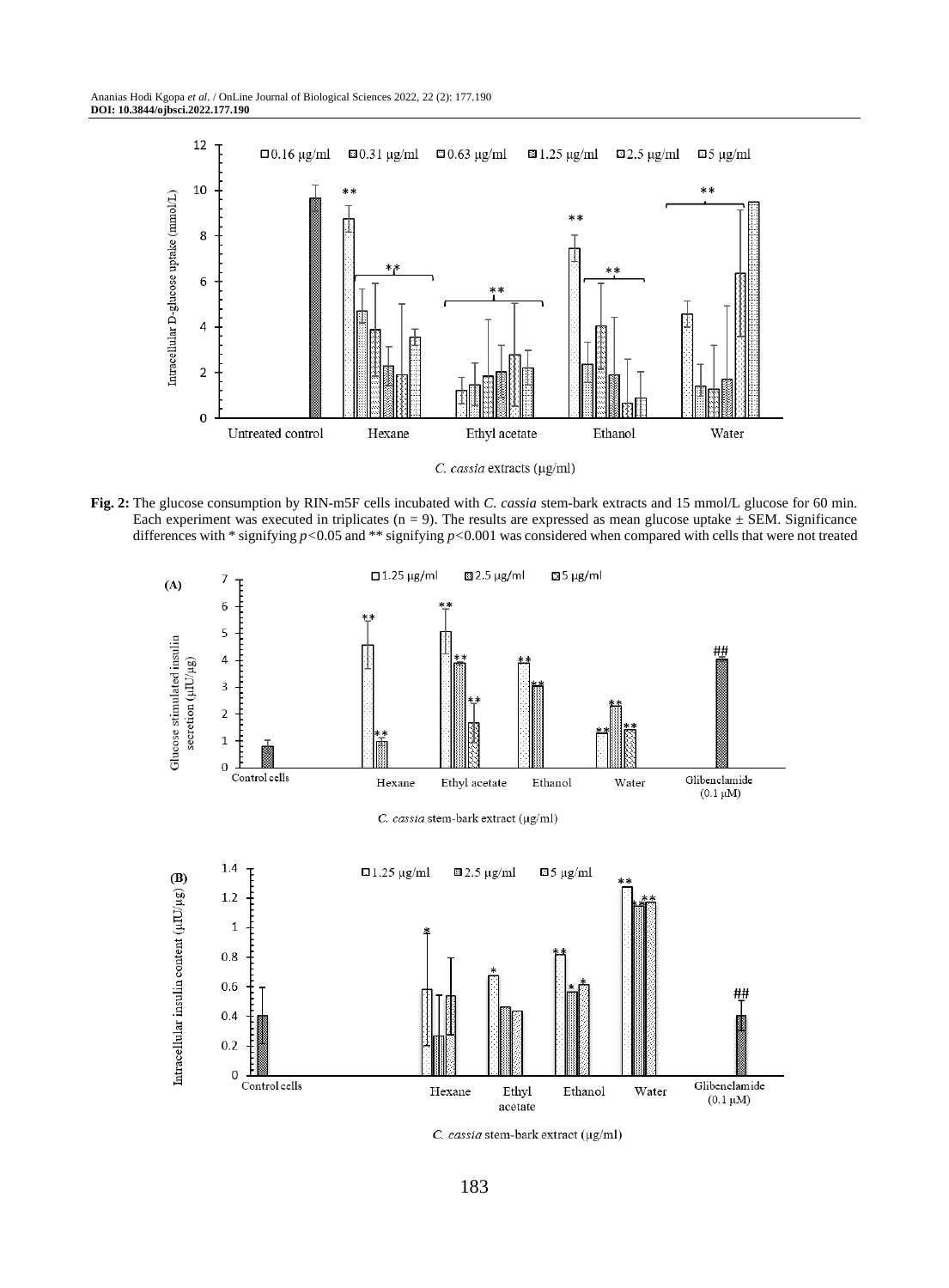**Fig. 2:** The glucose consumption by RIN-m5F cells incubated with *C. cassia* stem-bark extracts and 15 mmol/L glucose for 60 min. Each experiment was executed in triplicates (n = 9). The results are expressed as mean glucose uptake ± SEM. Significance differences with * signifying $p<0.05$ and ** signifying $p<0.001$ was considered when compared with cells that were not treated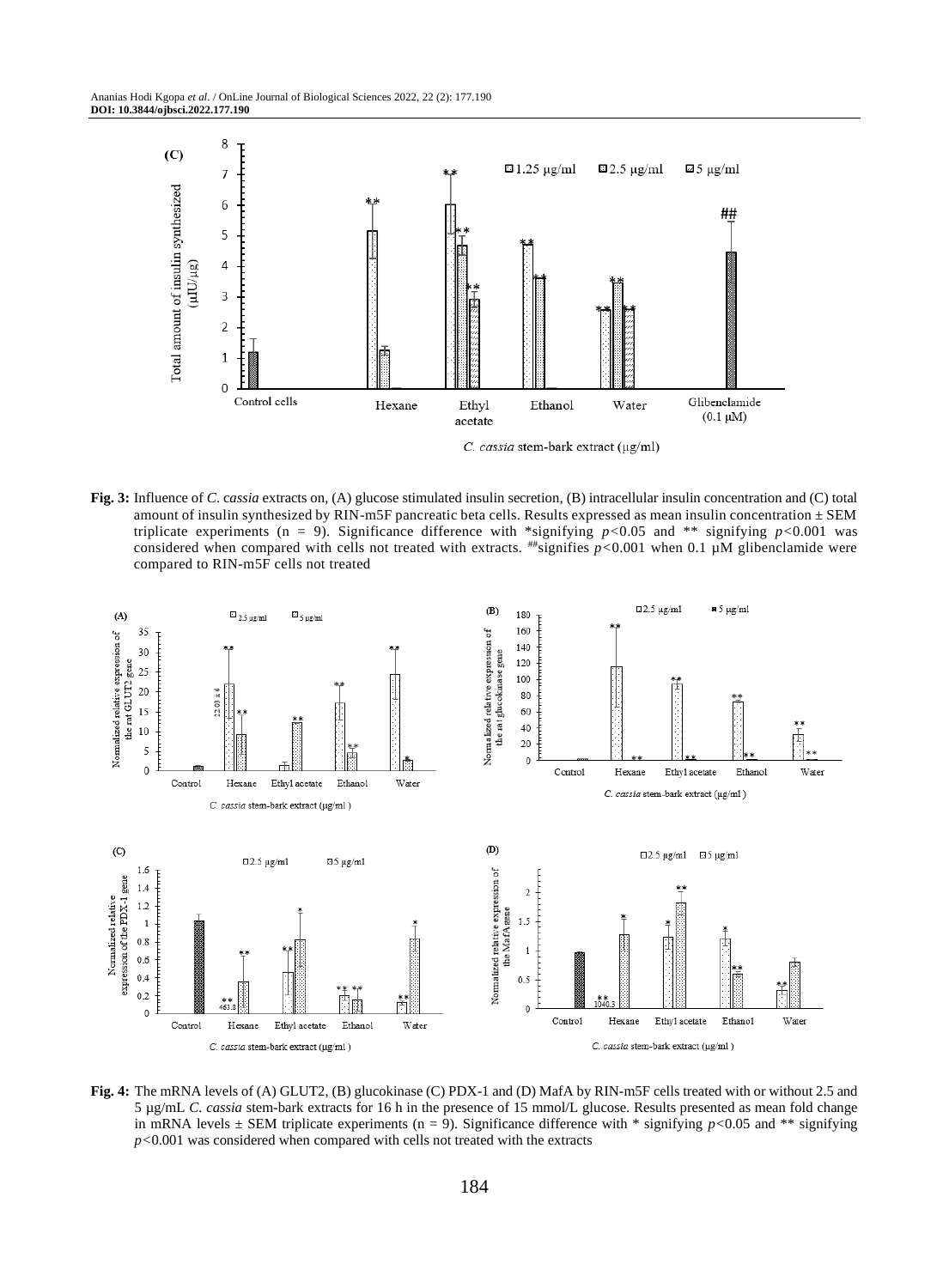**Fig. 3:** Influence of *C. cassia* extracts on, (A) glucose stimulated insulin secretion, (B) intracellular insulin concentration and (C) total amount of insulin synthesized by RIN-m5F pancreatic beta cells. Results expressed as mean insulin concentration ± SEM triplicate experiments (n = 9). Significance difference with *signifying $p<0.05$ and ** signifying $p<0.001$ was considered when compared with cells not treated with extracts. ##signifies $p<0.001$ when 0.1 µM glibenclamide were compared to RIN-m5F cells not treated

**Fig. 4:** The mRNA levels of (A) GLUT2, (B) glucokinase (C) PDX-1 and (D) MafA by RIN-m5F cells treated with or without 2.5 and 5 µg/mL *C. cassia* stem-bark extracts for 16 h in the presence of 15 mmol/L glucose. Results presented as mean fold change in mRNA levels ± SEM triplicate experiments (n = 9). Significance difference with * signifying $p<0.05$ and ** signifying $p<0.001$ was considered when compared with cells not treated with the extracts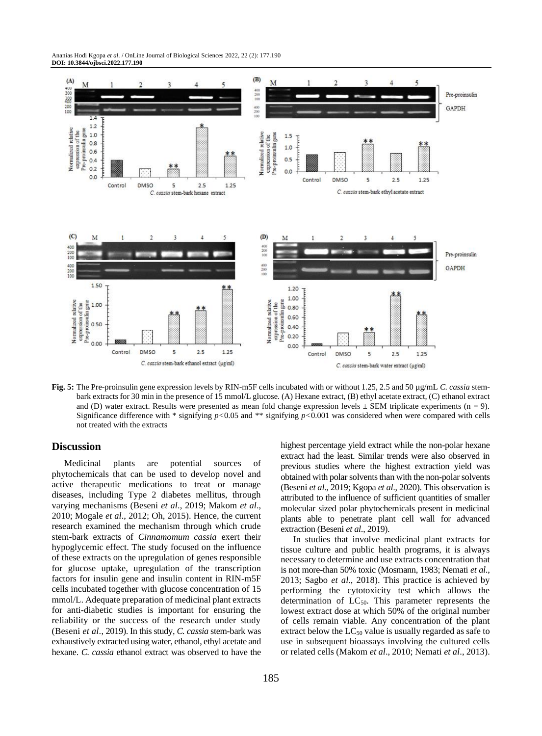**Fig. 5:** The Pre-proinsulin gene expression levels by RIN-m5F cells incubated with or without 1.25, 2.5 and 50 µg/mL *C. cassia* stem-bark extracts for 30 min in the presence of 15 mmol/L glucose. (A) Hexane extract, (B) ethyl acetate extract, (C) ethanol extract and (D) water extract. Results were presented as mean fold change expression levels ± SEM triplicate experiments (n = 9). Significance difference with * signifying $p<0.05$ and ** signifying $p<0.001$ was considered when were compared with cells not treated with the extracts

## Discussion

Medicinal plants are potential sources of phytochemicals that can be used to develop novel and active therapeutic medications to treat or manage diseases, including Type 2 diabetes mellitus, through varying mechanisms (Beseni *et al*., 2019; Makom *et al*., 2010; Mogale *et al*., 2012; Oh, 2015). Hence, the current research examined the mechanism through which crude stem-bark extracts of *Cinnamomum cassia* exert their hypoglycemic effect. The study focused on the influence of these extracts on the upregulation of genes responsible for glucose uptake, upregulation of the transcription factors for insulin gene and insulin content in RIN-m5F cells incubated together with glucose concentration of 15 mmol/L. Adequate preparation of medicinal plant extracts for anti-diabetic studies is important for ensuring the reliability or the success of the research under study (Beseni *et al*., 2019). In this study, *C. cassia* stem-bark was exhaustively extracted using water, ethanol, ethyl acetate and hexane. *C. cassia* ethanol extract was observed to have the highest percentage yield extract while the non-polar hexane extract had the least. Similar trends were also observed in previous studies where the highest extraction yield was obtained with polar solvents than with the non-polar solvents (Beseni *et al*., 2019; Kgopa *et al*., 2020). This observation is attributed to the influence of sufficient quantities of smaller molecular sized polar phytochemicals present in medicinal plants able to penetrate plant cell wall for advanced extraction (Beseni *et al*., 2019).

In studies that involve medicinal plant extracts for tissue culture and public health programs, it is always necessary to determine and use extracts concentration that is not more-than 50% toxic (Mosmann, 1983; Nemati *et al*., 2013; Sagbo *et al*., 2018). This practice is achieved by performing the cytotoxicity test which allows the determination of $LC_{50}$. This parameter represents the lowest extract dose at which 50% of the original number of cells remain viable. Any concentration of the plant extract below the $LC_{50}$ value is usually regarded as safe to use in subsequent bioassays involving the cultured cells or related cells (Makom *et al*., 2010; Nemati *et al*., 2013).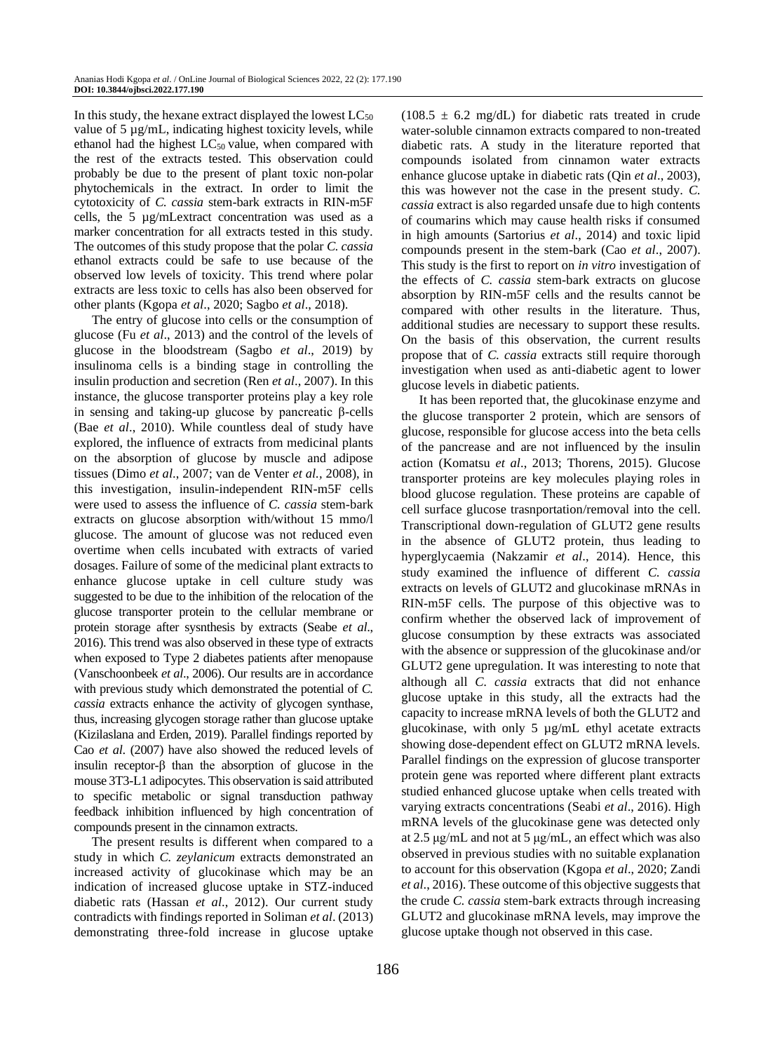In this study, the hexane extract displayed the lowest $LC_{50}$ value of 5 µg/mL, indicating highest toxicity levels, while ethanol had the highest $LC_{50}$ value, when compared with the rest of the extracts tested. This observation could probably be due to the present of plant toxic non-polar phytochemicals in the extract. In order to limit the cytotoxicity of *C. cassia* stem-bark extracts in RIN-m5F cells, the 5 µg/mLextract concentration was used as a marker concentration for all extracts tested in this study. The outcomes of this study propose that the polar *C. cassia* ethanol extracts could be safe to use because of the observed low levels of toxicity. This trend where polar extracts are less toxic to cells has also been observed for other plants (Kgopa *et al*., 2020; Sagbo *et al*., 2018).

The entry of glucose into cells or the consumption of glucose (Fu *et al*., 2013) and the control of the levels of glucose in the bloodstream (Sagbo *et al*., 2019) by insulinoma cells is a binding stage in controlling the insulin production and secretion (Ren *et al*., 2007). In this instance, the glucose transporter proteins play a key role in sensing and taking-up glucose by pancreatic β-cells (Bae *et al*., 2010). While countless deal of study have explored, the influence of extracts from medicinal plants on the absorption of glucose by muscle and adipose tissues (Dimo *et al*., 2007; van de Venter *et al.,* 2008), in this investigation, insulin-independent RIN-m5F cells were used to assess the influence of *C. cassia* stem-bark extracts on glucose absorption with/without 15 mmo/l glucose. The amount of glucose was not reduced even overtime when cells incubated with extracts of varied dosages. Failure of some of the medicinal plant extracts to enhance glucose uptake in cell culture study was suggested to be due to the inhibition of the relocation of the glucose transporter protein to the cellular membrane or protein storage after sysnthesis by extracts (Seabe *et al*., 2016). This trend was also observed in these type of extracts when exposed to Type 2 diabetes patients after menopause (Vanschoonbeek *et al*., 2006). Our results are in accordance with previous study which demonstrated the potential of *C. cassia* extracts enhance the activity of glycogen synthase, thus, increasing glycogen storage rather than glucose uptake (Kizilaslana and Erden, 2019). Parallel findings reported by Cao *et al*. (2007) have also showed the reduced levels of insulin receptor-β than the absorption of glucose in the mouse 3T3-L1 adipocytes. This observation is said attributed to specific metabolic or signal transduction pathway feedback inhibition influenced by high concentration of compounds present in the cinnamon extracts.

The present results is different when compared to a study in which *C. zeylanicum* extracts demonstrated an increased activity of glucokinase which may be an indication of increased glucose uptake in STZ-induced diabetic rats (Hassan *et al*., 2012). Our current study contradicts with findings reported in Soliman *et al*. (2013) demonstrating three-fold increase in glucose uptake ($108.5 \pm 6.2$ mg/dL) for diabetic rats treated in crude water-soluble cinnamon extracts compared to non-treated diabetic rats. A study in the literature reported that compounds isolated from cinnamon water extracts enhance glucose uptake in diabetic rats (Qin *et al*., 2003), this was however not the case in the present study. *C. cassia* extract is also regarded unsafe due to high contents of coumarins which may cause health risks if consumed in high amounts (Sartorius *et al*., 2014) and toxic lipid compounds present in the stem-bark (Cao *et al*., 2007). This study is the first to report on *in vitro* investigation of the effects of *C. cassia* stem-bark extracts on glucose absorption by RIN-m5F cells and the results cannot be compared with other results in the literature. Thus, additional studies are necessary to support these results. On the basis of this observation, the current results propose that of *C. cassia* extracts still require thorough investigation when used as anti-diabetic agent to lower glucose levels in diabetic patients.

It has been reported that, the glucokinase enzyme and the glucose transporter 2 protein, which are sensors of glucose, responsible for glucose access into the beta cells of the pancrease and are not influenced by the insulin action (Komatsu *et al*., 2013; Thorens, 2015). Glucose transporter proteins are key molecules playing roles in blood glucose regulation. These proteins are capable of cell surface glucose trasnportation/removal into the cell. Transcriptional down-regulation of GLUT2 gene results in the absence of GLUT2 protein, thus leading to hyperglycaemia (Nakzamir *et al*., 2014). Hence, this study examined the influence of different *C. cassia* extracts on levels of GLUT2 and glucokinase mRNAs in RIN-m5F cells. The purpose of this objective was to confirm whether the observed lack of improvement of glucose consumption by these extracts was associated with the absence or suppression of the glucokinase and/or GLUT2 gene upregulation. It was interesting to note that although all *C. cassia* extracts that did not enhance glucose uptake in this study, all the extracts had the capacity to increase mRNA levels of both the GLUT2 and glucokinase, with only 5 µg/mL ethyl acetate extracts showing dose-dependent effect on GLUT2 mRNA levels. Parallel findings on the expression of glucose transporter protein gene was reported where different plant extracts studied enhanced glucose uptake when cells treated with varying extracts concentrations (Seabi *et al*., 2016). High mRNA levels of the glucokinase gene was detected only at 2.5 μg/mL and not at 5 μg/mL, an effect which was also observed in previous studies with no suitable explanation to account for this observation (Kgopa *et al*., 2020; Zandi *et al*., 2016). These outcome of this objective suggests that the crude *C. cassia* stem-bark extracts through increasing GLUT2 and glucokinase mRNA levels, may improve the glucose uptake though not observed in this case.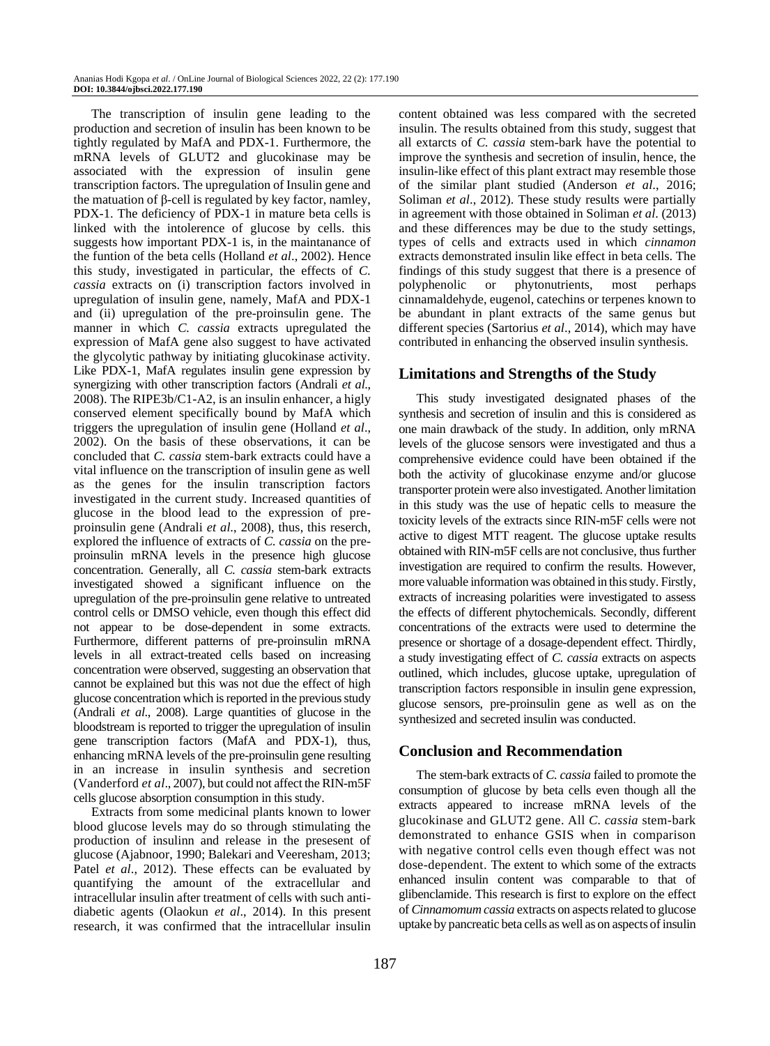The transcription of insulin gene leading to the production and secretion of insulin has been known to be tightly regulated by MafA and PDX-1. Furthermore, the mRNA levels of GLUT2 and glucokinase may be associated with the expression of insulin gene transcription factors. The upregulation of Insulin gene and the matuation of β-cell is regulated by key factor, namley, PDX-1. The deficiency of PDX-1 in mature beta cells is linked with the intolerence of glucose by cells. this suggests how important PDX-1 is, in the maintanance of the funtion of the beta cells (Holland *et al*., 2002). Hence this study, investigated in particular, the effects of *C. cassia* extracts on (i) transcription factors involved in upregulation of insulin gene, namely, MafA and PDX-1 and (ii) upregulation of the pre-proinsulin gene. The manner in which *C. cassia* extracts upregulated the expression of MafA gene also suggest to have activated the glycolytic pathway by initiating glucokinase activity. Like PDX-1, MafA regulates insulin gene expression by synergizing with other transcription factors (Andrali *et al*., 2008). The RIPE3b/C1-A2, is an insulin enhancer, a higly conserved element specifically bound by MafA which triggers the upregulation of insulin gene (Holland *et al*., 2002). On the basis of these observations, it can be concluded that *C. cassia* stem-bark extracts could have a vital influence on the transcription of insulin gene as well as the genes for the insulin transcription factors investigated in the current study. Increased quantities of glucose in the blood lead to the expression of pre-proinsulin gene (Andrali *et al*., 2008), thus, this reserch, explored the influence of extracts of *C. cassia* on the pre-proinsulin mRNA levels in the presence high glucose concentration. Generally, all *C. cassia* stem-bark extracts investigated showed a significant influence on the upregulation of the pre-proinsulin gene relative to untreated control cells or DMSO vehicle, even though this effect did not appear to be dose-dependent in some extracts. Furthermore, different patterns of pre-proinsulin mRNA levels in all extract-treated cells based on increasing concentration were observed, suggesting an observation that cannot be explained but this was not due the effect of high glucose concentration which is reported in the previous study (Andrali *et al*., 2008). Large quantities of glucose in the bloodstream is reported to trigger the upregulation of insulin gene transcription factors (MafA and PDX-1), thus, enhancing mRNA levels of the pre-proinsulin gene resulting in an increase in insulin synthesis and secretion (Vanderford *et al*., 2007), but could not affect the RIN-m5F cells glucose absorption consumption in this study.

Extracts from some medicinal plants known to lower blood glucose levels may do so through stimulating the production of insulinn and release in the presesent of glucose (Ajabnoor, 1990; Balekari and Veeresham, 2013; Patel *et al*., 2012). These effects can be evaluated by quantifying the amount of the extracellular and intracellular insulin after treatment of cells with such anti-diabetic agents (Olaokun *et al*., 2014). In this present research, it was confirmed that the intracellular insulin content obtained was less compared with the secreted insulin. The results obtained from this study, suggest that all extarcts of *C. cassia* stem-bark have the potential to improve the synthesis and secretion of insulin, hence, the insulin-like effect of this plant extract may resemble those of the similar plant studied (Anderson *et al*., 2016; Soliman *et al*., 2012). These study results were partially in agreement with those obtained in Soliman *et al*. (2013) and these differences may be due to the study settings, types of cells and extracts used in which *cinnamon* extracts demonstrated insulin like effect in beta cells. The findings of this study suggest that there is a presence of polyphenolic or phytonutrients, most perhaps cinnamaldehyde, eugenol, catechins or terpenes known to be abundant in plant extracts of the same genus but different species (Sartorius *et al*., 2014), which may have contributed in enhancing the observed insulin synthesis.

## Limitations and Strengths of the Study

This study investigated designated phases of the synthesis and secretion of insulin and this is considered as one main drawback of the study. In addition, only mRNA levels of the glucose sensors were investigated and thus a comprehensive evidence could have been obtained if the both the activity of glucokinase enzyme and/or glucose transporter protein were also investigated. Another limitation in this study was the use of hepatic cells to measure the toxicity levels of the extracts since RIN-m5F cells were not active to digest MTT reagent. The glucose uptake results obtained with RIN-m5F cells are not conclusive, thus further investigation are required to confirm the results. However, more valuable information was obtained in this study. Firstly, extracts of increasing polarities were investigated to assess the effects of different phytochemicals. Secondly, different concentrations of the extracts were used to determine the presence or shortage of a dosage-dependent effect. Thirdly, a study investigating effect of *C. cassia* extracts on aspects outlined, which includes, glucose uptake, upregulation of transcription factors responsible in insulin gene expression, glucose sensors, pre-proinsulin gene as well as on the synthesized and secreted insulin was conducted.

## Conclusion and Recommendation

The stem-bark extracts of *C. cassia* failed to promote the consumption of glucose by beta cells even though all the extracts appeared to increase mRNA levels of the glucokinase and GLUT2 gene. All *C. cassia* stem-bark demonstrated to enhance GSIS when in comparison with negative control cells even though effect was not dose-dependent. The extent to which some of the extracts enhanced insulin content was comparable to that of glibenclamide. This research is first to explore on the effect of *Cinnamomum cassia* extracts on aspects related to glucose uptake by pancreatic beta cells as well as on aspects of insulin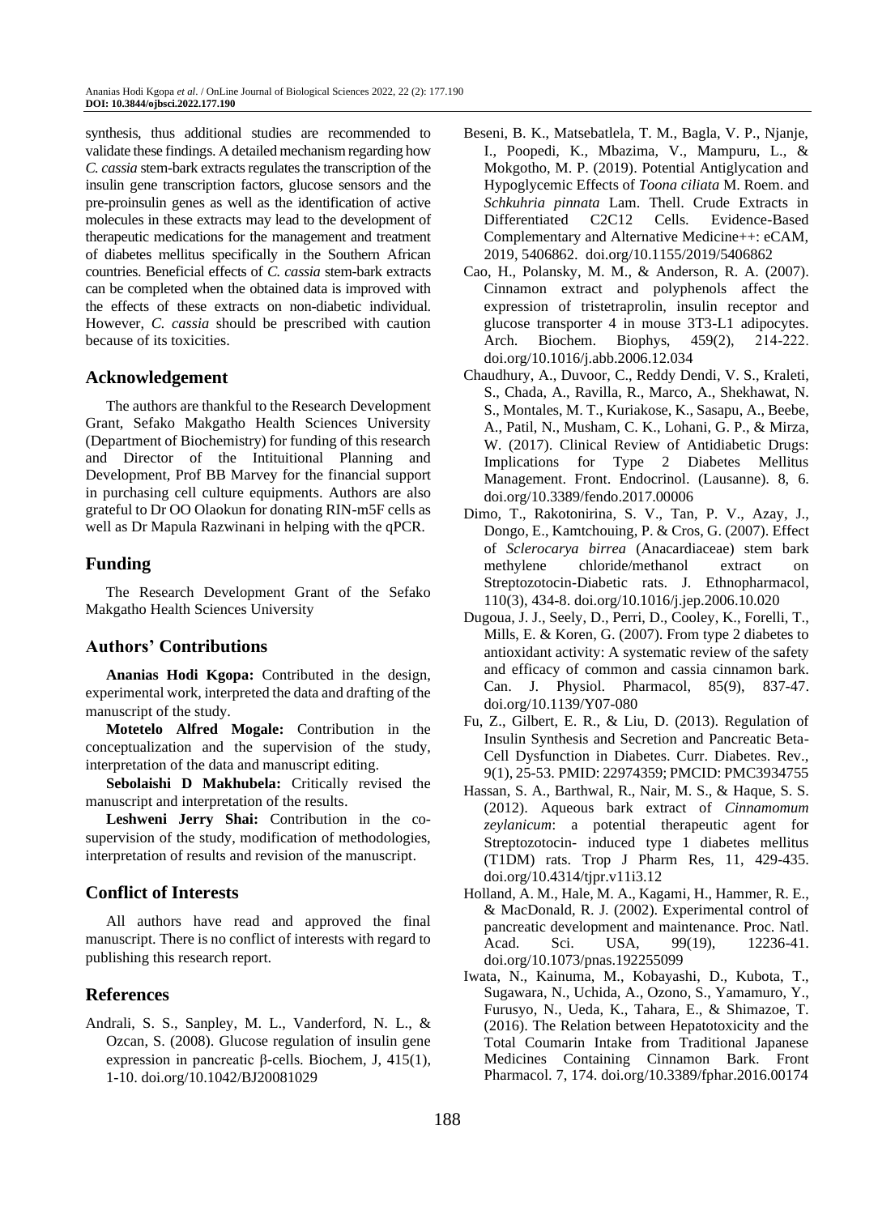synthesis, thus additional studies are recommended to validate these findings. A detailed mechanism regarding how *C. cassia* stem-bark extracts regulates the transcription of the insulin gene transcription factors, glucose sensors and the pre-proinsulin genes as well as the identification of active molecules in these extracts may lead to the development of therapeutic medications for the management and treatment of diabetes mellitus specifically in the Southern African countries. Beneficial effects of *C. cassia* stem-bark extracts can be completed when the obtained data is improved with the effects of these extracts on non-diabetic individual. However, *C. cassia* should be prescribed with caution because of its toxicities.

## Acknowledgement

The authors are thankful to the Research Development Grant, Sefako Makgatho Health Sciences University (Department of Biochemistry) for funding of this research and Director of the Intituitional Planning and Development, Prof BB Marvey for the financial support in purchasing cell culture equipments. Authors are also grateful to Dr OO Olaokun for donating RIN-m5F cells as well as Dr Mapula Razwinani in helping with the qPCR.

## Funding

The Research Development Grant of the Sefako Makgatho Health Sciences University

## Authors' Contributions

**Ananias Hodi Kgopa:** Contributed in the design, experimental work, interpreted the data and drafting of the manuscript of the study.

**Motetelo Alfred Mogale:** Contribution in the conceptualization and the supervision of the study, interpretation of the data and manuscript editing.

**Sebolaishi D Makhubela:** Critically revised the manuscript and interpretation of the results.

**Leshweni Jerry Shai:** Contribution in the co-supervision of the study, modification of methodologies, interpretation of results and revision of the manuscript.

## Conflict of Interests

All authors have read and approved the final manuscript. There is no conflict of interests with regard to publishing this research report.

## References

Andrali, S. S., Sanpley, M. L., Vanderford, N. L., & Ozcan, S. (2008). Glucose regulation of insulin gene expression in pancreatic β-cells. Biochem, J, 415(1), 1-10. doi.org/10.1042/BJ20081029

Beseni, B. K., Matsebatlela, T. M., Bagla, V. P., Njanje, I., Poopedi, K., Mbazima, V., Mampuru, L., & Mokgotho, M. P. (2019). Potential Antiglycation and Hypoglycemic Effects of *Toona ciliata* M. Roem. and *Schkuhria pinnata* Lam. Thell. Crude Extracts in Differentiated C2C12 Cells. Evidence-Based Complementary and Alternative Medicine++: eCAM, 2019, 5406862. doi.org/10.1155/2019/5406862

Cao, H., Polansky, M. M., & Anderson, R. A. (2007). Cinnamon extract and polyphenols affect the expression of tristetraprolin, insulin receptor and glucose transporter 4 in mouse 3T3-L1 adipocytes. Arch. Biochem. Biophys, 459(2), 214-222. doi.org/10.1016/j.abb.2006.12.034

Chaudhury, A., Duvoor, C., Reddy Dendi, V. S., Kraleti, S., Chada, A., Ravilla, R., Marco, A., Shekhawat, N. S., Montales, M. T., Kuriakose, K., Sasapu, A., Beebe, A., Patil, N., Musham, C. K., Lohani, G. P., & Mirza, W. (2017). Clinical Review of Antidiabetic Drugs: Implications for Type 2 Diabetes Mellitus Management. Front. Endocrinol. (Lausanne). 8, 6. doi.org/10.3389/fendo.2017.00006

Dimo, T., Rakotonirina, S. V., Tan, P. V., Azay, J., Dongo, E., Kamtchouing, P. & Cros, G. (2007). Effect of *Sclerocarya birrea* (Anacardiaceae) stem bark methylene chloride/methanol extract on Streptozotocin-Diabetic rats. J. Ethnopharmacol, 110(3), 434-8. doi.org/10.1016/j.jep.2006.10.020

Dugoua, J. J., Seely, D., Perri, D., Cooley, K., Forelli, T., Mills, E. & Koren, G. (2007). From type 2 diabetes to antioxidant activity: A systematic review of the safety and efficacy of common and cassia cinnamon bark. Can. J. Physiol. Pharmacol, 85(9), 837-47. doi.org/10.1139/Y07-080

Fu, Z., Gilbert, E. R., & Liu, D. (2013). Regulation of Insulin Synthesis and Secretion and Pancreatic Beta-Cell Dysfunction in Diabetes. Curr. Diabetes. Rev., 9(1), 25-53. PMID: 22974359; PMCID: PMC3934755

Hassan, S. A., Barthwal, R., Nair, M. S., & Haque, S. S. (2012). Aqueous bark extract of *Cinnamomum zeylanicum*: a potential therapeutic agent for Streptozotocin- induced type 1 diabetes mellitus (T1DM) rats. Trop J Pharm Res, 11, 429-435. doi.org/10.4314/tjpr.v11i3.12

Holland, A. M., Hale, M. A., Kagami, H., Hammer, R. E., & MacDonald, R. J. (2002). Experimental control of pancreatic development and maintenance. Proc. Natl. Acad. Sci. USA, 99(19), 12236-41. doi.org/10.1073/pnas.192255099

Iwata, N., Kainuma, M., Kobayashi, D., Kubota, T., Sugawara, N., Uchida, A., Ozono, S., Yamamuro, Y., Furusyo, N., Ueda, K., Tahara, E., & Shimazoe, T. (2016). The Relation between Hepatotoxicity and the Total Coumarin Intake from Traditional Japanese Medicines Containing Cinnamon Bark. Front Pharmacol. 7, 174. doi.org/10.3389/fphar.2016.00174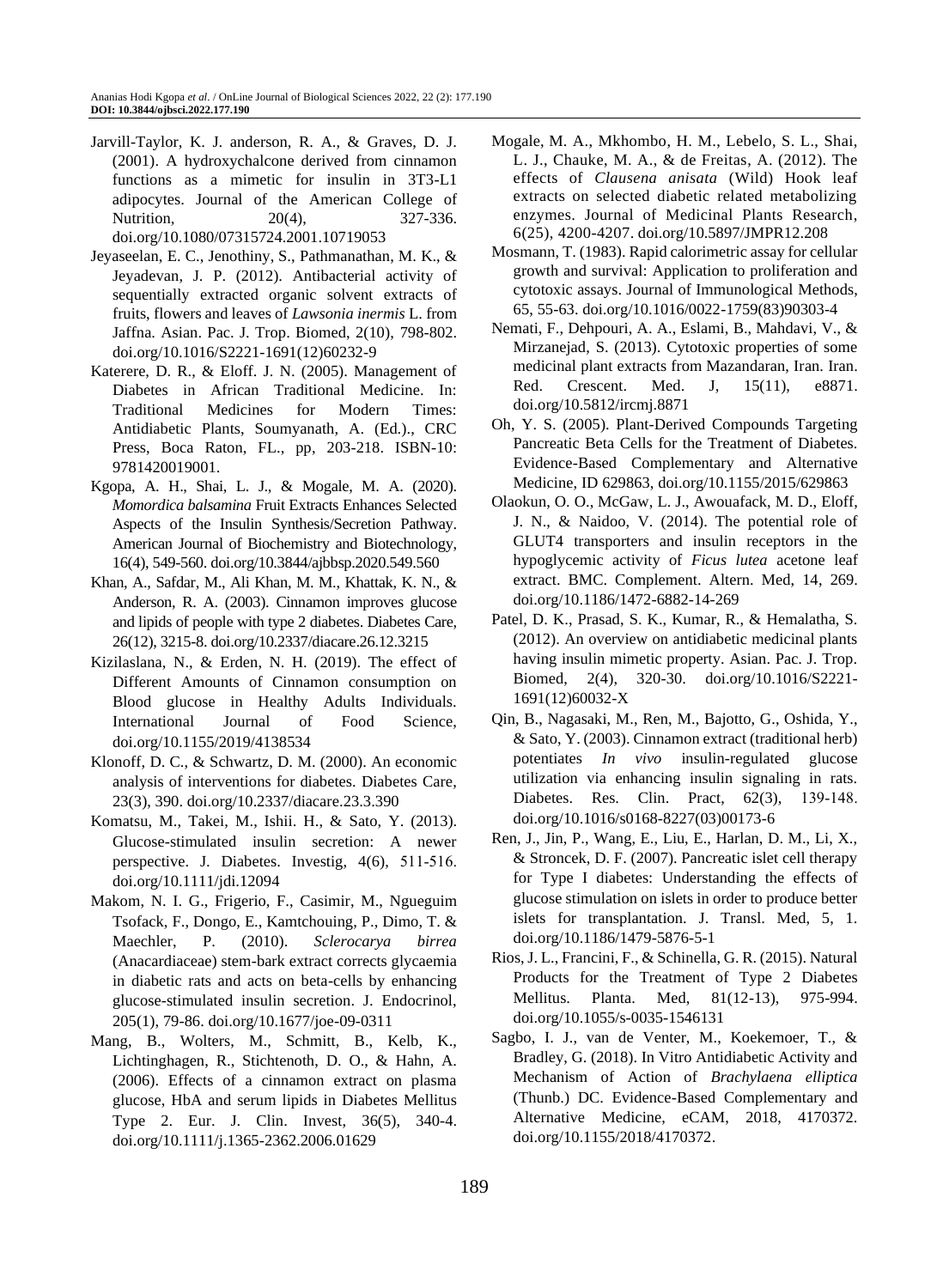Jarvill-Taylor, K. J. anderson, R. A., & Graves, D. J. (2001). A hydroxychalcone derived from cinnamon functions as a mimetic for insulin in 3T3-L1 adipocytes. Journal of the American College of Nutrition, 20(4), 327-336. doi.org/10.1080/07315724.2001.10719053

Jeyaseelan, E. C., Jenothiny, S., Pathmanathan, M. K., & Jeyadevan, J. P. (2012). Antibacterial activity of sequentially extracted organic solvent extracts of fruits, flowers and leaves of *Lawsonia inermis* L. from Jaffna. Asian. Pac. J. Trop. Biomed, 2(10), 798-802. doi.org/10.1016/S2221-1691(12)60232-9

Katerere, D. R., & Eloff. J. N. (2005). Management of Diabetes in African Traditional Medicine. In: Traditional Medicines for Modern Times: Antidiabetic Plants, Soumyanath, A. (Ed.)., CRC Press, Boca Raton, FL., pp, 203-218. ISBN-10: 9781420019001.

Kgopa, A. H., Shai, L. J., & Mogale, M. A. (2020). *Momordica balsamina* Fruit Extracts Enhances Selected Aspects of the Insulin Synthesis/Secretion Pathway. American Journal of Biochemistry and Biotechnology, 16(4), 549-560. doi.org/10.3844/ajbbsp.2020.549.560

Khan, A., Safdar, M., Ali Khan, M. M., Khattak, K. N., & Anderson, R. A. (2003). Cinnamon improves glucose and lipids of people with type 2 diabetes. Diabetes Care, 26(12), 3215-8. doi.org/10.2337/diacare.26.12.3215

Kizilaslana, N., & Erden, N. H. (2019). The effect of Different Amounts of Cinnamon consumption on Blood glucose in Healthy Adults Individuals. International Journal of Food Science, doi.org/10.1155/2019/4138534

Klonoff, D. C., & Schwartz, D. M. (2000). An economic analysis of interventions for diabetes. Diabetes Care, 23(3), 390. doi.org/10.2337/diacare.23.3.390

Komatsu, M., Takei, M., Ishii. H., & Sato, Y. (2013). Glucose-stimulated insulin secretion: A newer perspective. J. Diabetes. Investig, 4(6), 511-516. doi.org/10.1111/jdi.12094

Makom, N. I. G., Frigerio, F., Casimir, M., Ngueguim Tsofack, F., Dongo, E., Kamtchouing, P., Dimo, T. & Maechler, P. (2010). *Sclerocarya birrea* (Anacardiaceae) stem-bark extract corrects glycaemia in diabetic rats and acts on beta-cells by enhancing glucose-stimulated insulin secretion. J. Endocrinol, 205(1), 79-86. doi.org/10.1677/joe-09-0311

Mang, B., Wolters, M., Schmitt, B., Kelb, K., Lichtinghagen, R., Stichtenoth, D. O., & Hahn, A. (2006). Effects of a cinnamon extract on plasma glucose, HbA and serum lipids in Diabetes Mellitus Type 2. Eur. J. Clin. Invest, 36(5), 340-4. doi.org/10.1111/j.1365-2362.2006.01629

Mogale, M. A., Mkhombo, H. M., Lebelo, S. L., Shai, L. J., Chauke, M. A., & de Freitas, A. (2012). The effects of *Clausena anisata* (Wild) Hook leaf extracts on selected diabetic related metabolizing enzymes. Journal of Medicinal Plants Research, 6(25), 4200-4207. doi.org/10.5897/JMPR12.208

Mosmann, T. (1983). Rapid calorimetric assay for cellular growth and survival: Application to proliferation and cytotoxic assays. Journal of Immunological Methods, 65, 55-63. doi.org/10.1016/0022-1759(83)90303-4

Nemati, F., Dehpouri, A. A., Eslami, B., Mahdavi, V., & Mirzanejad, S. (2013). Cytotoxic properties of some medicinal plant extracts from Mazandaran, Iran. Iran. Red. Crescent. Med. J, 15(11), e8871. doi.org/10.5812/ircmj.8871

Oh, Y. S. (2005). Plant-Derived Compounds Targeting Pancreatic Beta Cells for the Treatment of Diabetes. Evidence-Based Complementary and Alternative Medicine, ID 629863, doi.org/10.1155/2015/629863

Olaokun, O. O., McGaw, L. J., Awouafack, M. D., Eloff, J. N., & Naidoo, V. (2014). The potential role of GLUT4 transporters and insulin receptors in the hypoglycemic activity of *Ficus lutea* acetone leaf extract. BMC. Complement. Altern. Med, 14, 269. doi.org/10.1186/1472-6882-14-269

Patel, D. K., Prasad, S. K., Kumar, R., & Hemalatha, S. (2012). An overview on antidiabetic medicinal plants having insulin mimetic property. Asian. Pac. J. Trop. Biomed, 2(4), 320-30. doi.org/10.1016/S2221-1691(12)60032-X

Qin, B., Nagasaki, M., Ren, M., Bajotto, G., Oshida, Y., & Sato, Y. (2003). Cinnamon extract (traditional herb) potentiates *In vivo* insulin-regulated glucose utilization via enhancing insulin signaling in rats. Diabetes. Res. Clin. Pract, 62(3), 139-148. doi.org/10.1016/s0168-8227(03)00173-6

Ren, J., Jin, P., Wang, E., Liu, E., Harlan, D. M., Li, X., & Stroncek, D. F. (2007). Pancreatic islet cell therapy for Type I diabetes: Understanding the effects of glucose stimulation on islets in order to produce better islets for transplantation. J. Transl. Med, 5, 1. doi.org/10.1186/1479-5876-5-1

Rios, J. L., Francini, F., & Schinella, G. R. (2015). Natural Products for the Treatment of Type 2 Diabetes Mellitus. Planta. Med, 81(12-13), 975-994. doi.org/10.1055/s-0035-1546131

Sagbo, I. J., van de Venter, M., Koekemoer, T., & Bradley, G. (2018). In Vitro Antidiabetic Activity and Mechanism of Action of *Brachylaena elliptica* (Thunb.) DC. Evidence-Based Complementary and Alternative Medicine, eCAM, 2018, 4170372. doi.org/10.1155/2018/4170372.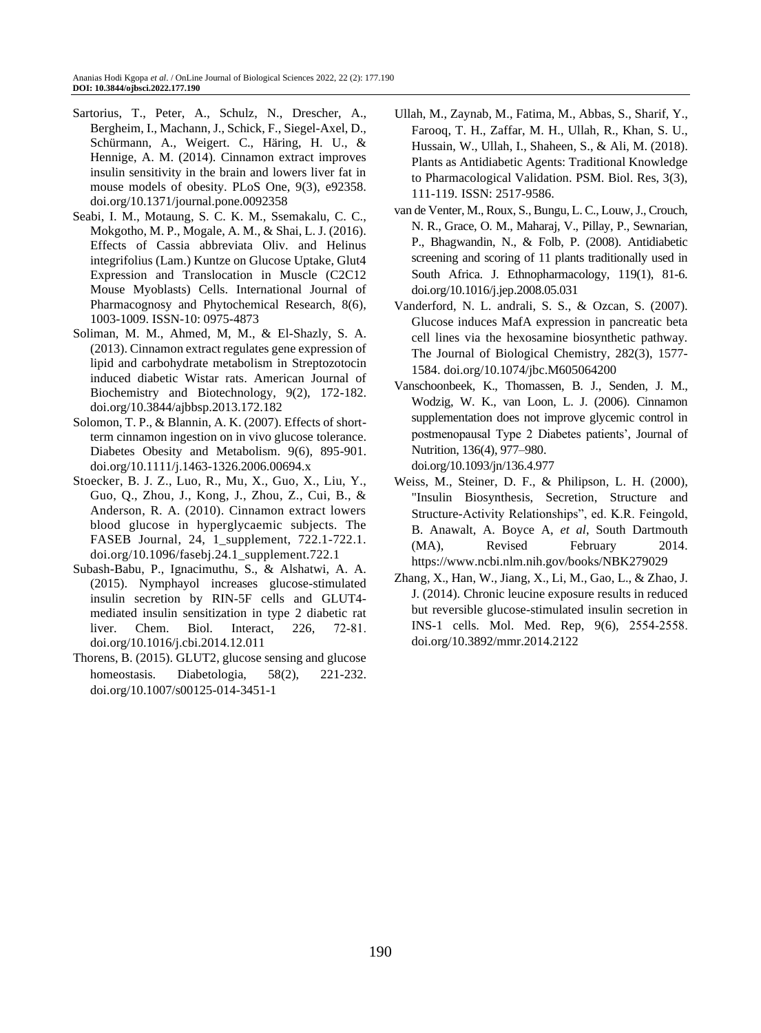Sartorius, T., Peter, A., Schulz, N., Drescher, A., Bergheim, I., Machann, J., Schick, F., Siegel-Axel, D., Schürmann, A., Weigert. C., Häring, H. U., & Hennige, A. M. (2014). Cinnamon extract improves insulin sensitivity in the brain and lowers liver fat in mouse models of obesity. PLoS One, 9(3), e92358. doi.org/10.1371/journal.pone.0092358

Seabi, I. M., Motaung, S. C. K. M., Ssemakalu, C. C., Mokgotho, M. P., Mogale, A. M., & Shai, L. J. (2016). Effects of Cassia abbreviata Oliv. and Helinus integrifolius (Lam.) Kuntze on Glucose Uptake, Glut4 Expression and Translocation in Muscle (C2C12 Mouse Myoblasts) Cells. International Journal of Pharmacognosy and Phytochemical Research, 8(6), 1003-1009. ISSN-10: 0975-4873

Soliman, M. M., Ahmed, M, M., & El-Shazly, S. A. (2013). Cinnamon extract regulates gene expression of lipid and carbohydrate metabolism in Streptozotocin induced diabetic Wistar rats. American Journal of Biochemistry and Biotechnology, 9(2), 172-182. doi.org/10.3844/ajbbsp.2013.172.182

Solomon, T. P., & Blannin, A. K. (2007). Effects of short-term cinnamon ingestion on in vivo glucose tolerance. Diabetes Obesity and Metabolism. 9(6), 895-901. doi.org/10.1111/j.1463-1326.2006.00694.x

Stoecker, B. J. Z., Luo, R., Mu, X., Guo, X., Liu, Y., Guo, Q., Zhou, J., Kong, J., Zhou, Z., Cui, B., & Anderson, R. A. (2010). Cinnamon extract lowers blood glucose in hyperglycaemic subjects. The FASEB Journal, 24, 1_supplement, 722.1-722.1. doi.org/10.1096/fasebj.24.1_supplement.722.1

Subash-Babu, P., Ignacimuthu, S., & Alshatwi, A. A. (2015). Nymphayol increases glucose-stimulated insulin secretion by RIN-5F cells and GLUT4-mediated insulin sensitization in type 2 diabetic rat liver. Chem. Biol. Interact, 226, 72-81. doi.org/10.1016/j.cbi.2014.12.011

Thorens, B. (2015). GLUT2, glucose sensing and glucose homeostasis. Diabetologia, 58(2), 221-232. doi.org/10.1007/s00125-014-3451-1

Ullah, M., Zaynab, M., Fatima, M., Abbas, S., Sharif, Y., Farooq, T. H., Zaffar, M. H., Ullah, R., Khan, S. U., Hussain, W., Ullah, I., Shaheen, S., & Ali, M. (2018). Plants as Antidiabetic Agents: Traditional Knowledge to Pharmacological Validation. PSM. Biol. Res, 3(3), 111-119. ISSN: 2517-9586.

van de Venter, M., Roux, S., Bungu, L. C., Louw, J., Crouch, N. R., Grace, O. M., Maharaj, V., Pillay, P., Sewnarian, P., Bhagwandin, N., & Folb, P. (2008). Antidiabetic screening and scoring of 11 plants traditionally used in South Africa. J. Ethnopharmacology, 119(1), 81-6. doi.org/10.1016/j.jep.2008.05.031

Vanderford, N. L. andrali, S. S., & Ozcan, S. (2007). Glucose induces MafA expression in pancreatic beta cell lines via the hexosamine biosynthetic pathway. The Journal of Biological Chemistry, 282(3), 1577-1584. doi.org/10.1074/jbc.M605064200

Vanschoonbeek, K., Thomassen, B. J., Senden, J. M., Wodzig, W. K., van Loon, L. J. (2006). Cinnamon supplementation does not improve glycemic control in postmenopausal Type 2 Diabetes patients', Journal of Nutrition, 136(4), 977–980. doi.org/10.1093/jn/136.4.977

Weiss, M., Steiner, D. F., & Philipson, L. H. (2000), "Insulin Biosynthesis, Secretion, Structure and Structure-Activity Relationships", ed. K.R. Feingold, B. Anawalt, A. Boyce A, *et al*, South Dartmouth (MA), Revised February 2014. https://www.ncbi.nlm.nih.gov/books/NBK279029

Zhang, X., Han, W., Jiang, X., Li, M., Gao, L., & Zhao, J. J. (2014). Chronic leucine exposure results in reduced but reversible glucose-stimulated insulin secretion in INS-1 cells. Mol. Med. Rep, 9(6), 2554-2558. doi.org/10.3892/mmr.2014.2122